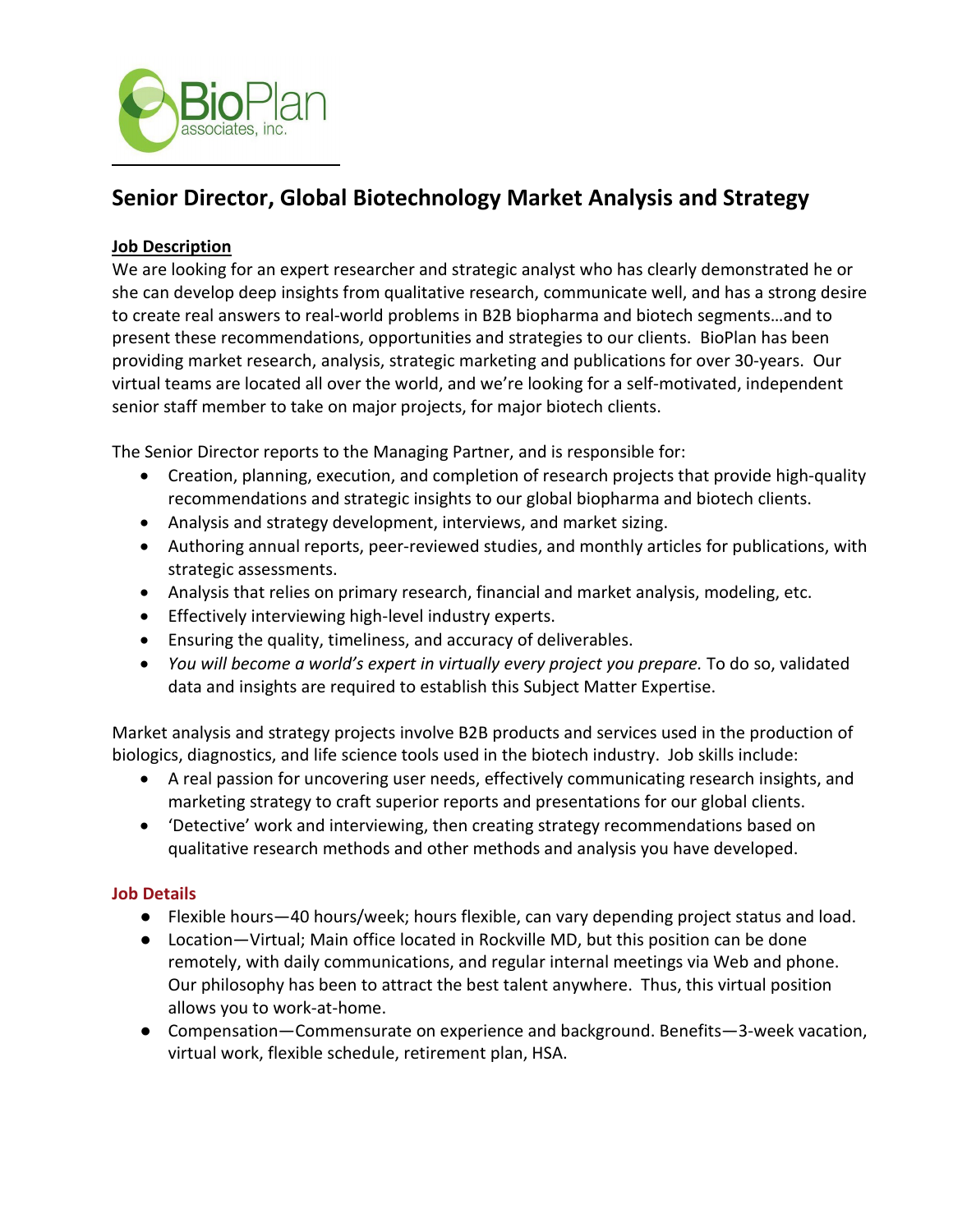BioPlan associates, inc.

# Senior Director, Global Biotechnology Market Analysis and Strategy

**Job Description**

We are looking for an expert researcher and strategic analyst who has clearly demonstrated he or she can develop deep insights from qualitative research, communicate well, and has a strong desire to create real answers to real-world problems in B2B biopharma and biotech segments…and to present these recommendations, opportunities and strategies to our clients. BioPlan has been providing market research, analysis, strategic marketing and publications for over 30-years. Our virtual teams are located all over the world, and we're looking for a self-motivated, independent senior staff member to take on major projects, for major biotech clients.

The Senior Director reports to the Managing Partner, and is responsible for:

- Creation, planning, execution, and completion of research projects that provide high-quality recommendations and strategic insights to our global biopharma and biotech clients.
- Analysis and strategy development, interviews, and market sizing.
- Authoring annual reports, peer-reviewed studies, and monthly articles for publications, with strategic assessments.
- Analysis that relies on primary research, financial and market analysis, modeling, etc.
- Effectively interviewing high-level industry experts.
- Ensuring the quality, timeliness, and accuracy of deliverables.
- *You will become a world's expert in virtually every project you prepare.* To do so, validated data and insights are required to establish this Subject Matter Expertise.

Market analysis and strategy projects involve B2B products and services used in the production of biologics, diagnostics, and life science tools used in the biotech industry. Job skills include:

- A real passion for uncovering user needs, effectively communicating research insights, and marketing strategy to craft superior reports and presentations for our global clients.
- 'Detective' work and interviewing, then creating strategy recommendations based on qualitative research methods and other methods and analysis you have developed.

**Job Details**

- Flexible hours—40 hours/week; hours flexible, can vary depending project status and load.
- Location—Virtual; Main office located in Rockville MD, but this position can be done remotely, with daily communications, and regular internal meetings via Web and phone. Our philosophy has been to attract the best talent anywhere. Thus, this virtual position allows you to work-at-home.
- Compensation—Commensurate on experience and background. Benefits—3-week vacation, virtual work, flexible schedule, retirement plan, HSA.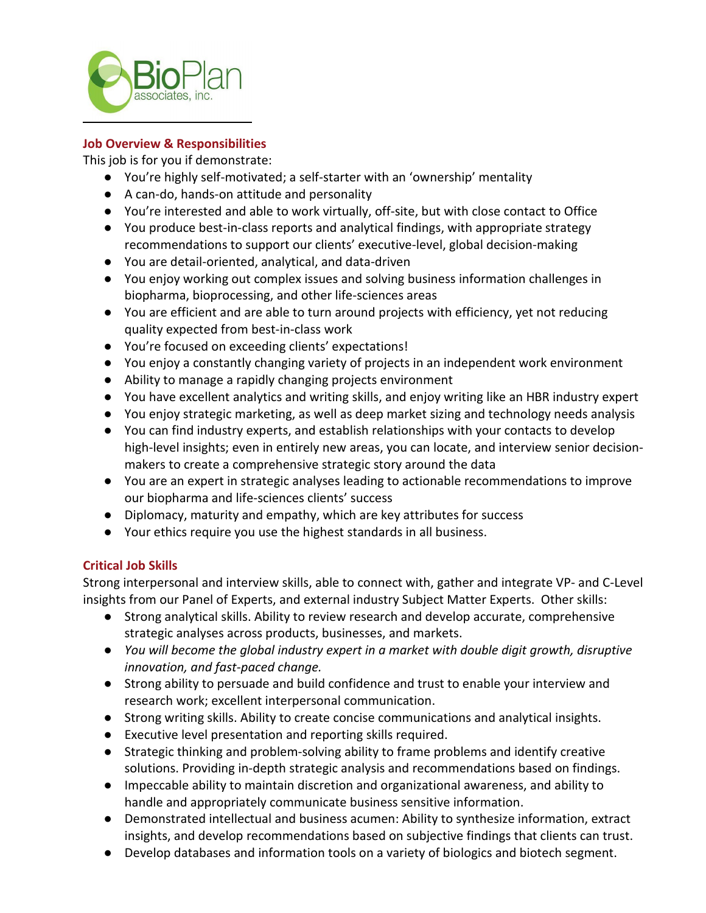**Job Overview & Responsibilities**

This job is for you if demonstrate:

- You're highly self-motivated; a self-starter with an 'ownership' mentality
- A can-do, hands-on attitude and personality
- You're interested and able to work virtually, off-site, but with close contact to Office
- You produce best-in-class reports and analytical findings, with appropriate strategy recommendations to support our clients' executive-level, global decision-making
- You are detail-oriented, analytical, and data-driven
- You enjoy working out complex issues and solving business information challenges in biopharma, bioprocessing, and other life-sciences areas
- You are efficient and are able to turn around projects with efficiency, yet not reducing quality expected from best-in-class work
- You're focused on exceeding clients' expectations!
- You enjoy a constantly changing variety of projects in an independent work environment
- Ability to manage a rapidly changing projects environment
- You have excellent analytics and writing skills, and enjoy writing like an HBR industry expert
- You enjoy strategic marketing, as well as deep market sizing and technology needs analysis
- You can find industry experts, and establish relationships with your contacts to develop high-level insights; even in entirely new areas, you can locate, and interview senior decision-makers to create a comprehensive strategic story around the data
- You are an expert in strategic analyses leading to actionable recommendations to improve our biopharma and life-sciences clients' success
- Diplomacy, maturity and empathy, which are key attributes for success
- Your ethics require you use the highest standards in all business.

**Critical Job Skills**

Strong interpersonal and interview skills, able to connect with, gather and integrate VP- and C-Level insights from our Panel of Experts, and external industry Subject Matter Experts. Other skills:

- Strong analytical skills. Ability to review research and develop accurate, comprehensive strategic analyses across products, businesses, and markets.
- *You will become the global industry expert in a market with double digit growth, disruptive innovation, and fast-paced change.*
- Strong ability to persuade and build confidence and trust to enable your interview and research work; excellent interpersonal communication.
- Strong writing skills. Ability to create concise communications and analytical insights.
- Executive level presentation and reporting skills required.
- Strategic thinking and problem-solving ability to frame problems and identify creative solutions. Providing in-depth strategic analysis and recommendations based on findings.
- Impeccable ability to maintain discretion and organizational awareness, and ability to handle and appropriately communicate business sensitive information.
- Demonstrated intellectual and business acumen: Ability to synthesize information, extract insights, and develop recommendations based on subjective findings that clients can trust.
- Develop databases and information tools on a variety of biologics and biotech segment.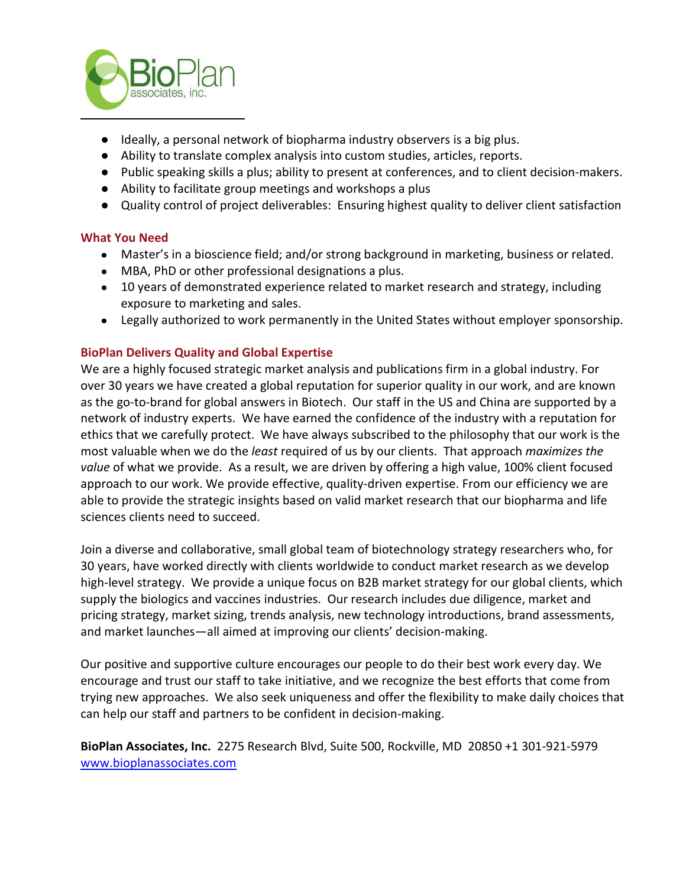- Ideally, a personal network of biopharma industry observers is a big plus.
- Ability to translate complex analysis into custom studies, articles, reports.
- Public speaking skills a plus; ability to present at conferences, and to client decision-makers.
- Ability to facilitate group meetings and workshops a plus
- Quality control of project deliverables: Ensuring highest quality to deliver client satisfaction

### What You Need

- Master's in a bioscience field; and/or strong background in marketing, business or related.
- MBA, PhD or other professional designations a plus.
- 10 years of demonstrated experience related to market research and strategy, including exposure to marketing and sales.
- Legally authorized to work permanently in the United States without employer sponsorship.

### BioPlan Delivers Quality and Global Expertise

We are a highly focused strategic market analysis and publications firm in a global industry. For over 30 years we have created a global reputation for superior quality in our work, and are known as the go-to-brand for global answers in Biotech. Our staff in the US and China are supported by a network of industry experts. We have earned the confidence of the industry with a reputation for ethics that we carefully protect. We have always subscribed to the philosophy that our work is the most valuable when we do the *least* required of us by our clients. That approach *maximizes the value* of what we provide. As a result, we are driven by offering a high value, 100% client focused approach to our work. We provide effective, quality-driven expertise. From our efficiency we are able to provide the strategic insights based on valid market research that our biopharma and life sciences clients need to succeed.

Join a diverse and collaborative, small global team of biotechnology strategy researchers who, for 30 years, have worked directly with clients worldwide to conduct market research as we develop high-level strategy. We provide a unique focus on B2B market strategy for our global clients, which supply the biologics and vaccines industries. Our research includes due diligence, market and pricing strategy, market sizing, trends analysis, new technology introductions, brand assessments, and market launches—all aimed at improving our clients' decision-making.

Our positive and supportive culture encourages our people to do their best work every day. We encourage and trust our staff to take initiative, and we recognize the best efforts that come from trying new approaches. We also seek uniqueness and offer the flexibility to make daily choices that can help our staff and partners to be confident in decision-making.

**BioPlan Associates, Inc.** 2275 Research Blvd, Suite 500, Rockville, MD 20850 +1 301-921-5979
[www.bioplanassociates.com](http://www.bioplanassociates.com)